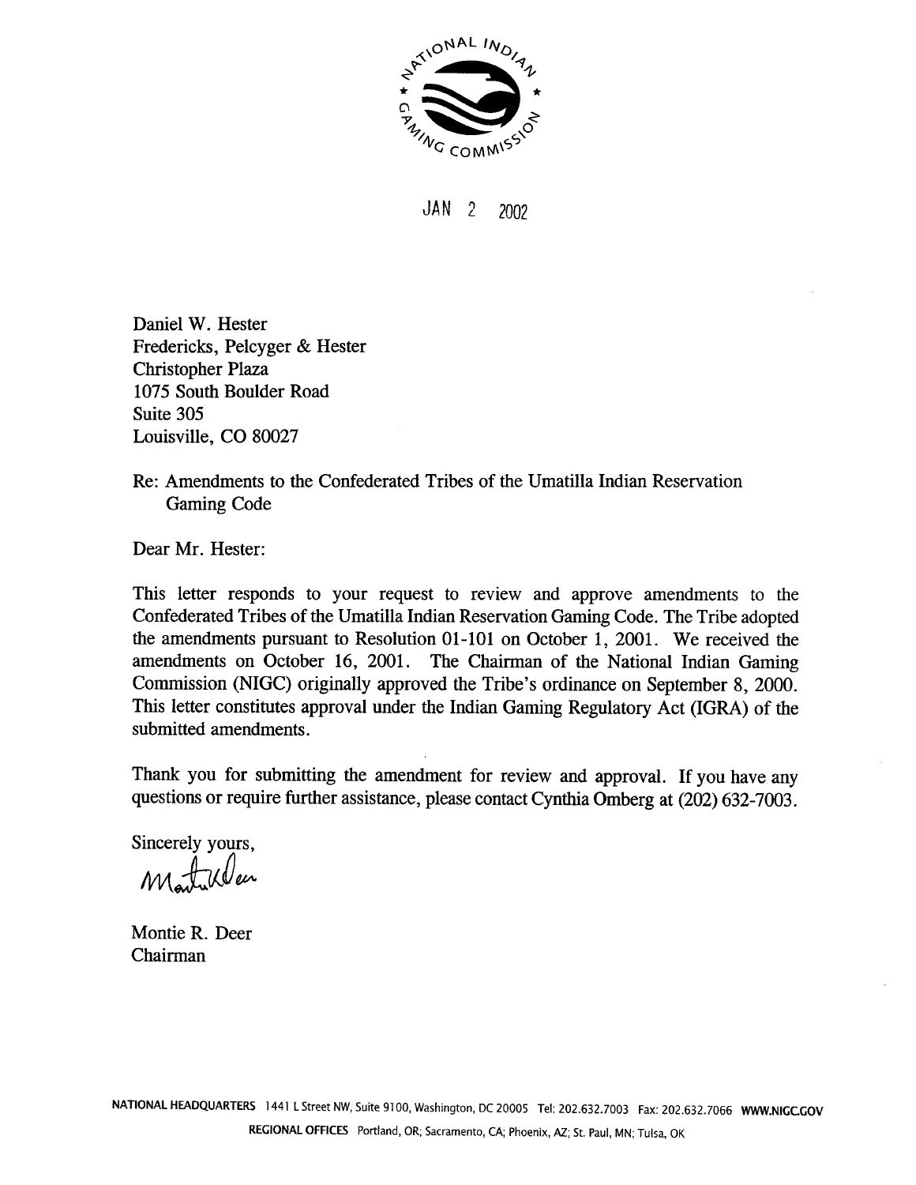JAN 2 2002

Daniel W. Hester
Fredericks, Pelcyger & Hester
Christopher Plaza
1075 South Boulder Road
Suite 305
Louisville, CO 80027

Re: Amendments to the Confederated Tribes of the Umatilla Indian Reservation Gaming Code

Dear Mr. Hester:

This letter responds to your request to review and approve amendments to the Confederated Tribes of the Umatilla Indian Reservation Gaming Code. The Tribe adopted the amendments pursuant to Resolution 01-101 on October 1, 2001. We received the amendments on October 16, 2001. The Chairman of the National Indian Gaming Commission (NIGC) originally approved the Tribe's ordinance on September 8, 2000. This letter constitutes approval under the Indian Gaming Regulatory Act (IGRA) of the submitted amendments.

Thank you for submitting the amendment for review and approval. If you have any questions or require further assistance, please contact Cynthia Omberg at (202) 632-7003.

Sincerely yours,

Montie R. Deer
Chairman

NATIONAL HEADQUARTERS 1441 L Street NW, Suite 9100, Washington, DC 20005 Tel: 202.632.7003 Fax: 202.632.7066 WWW.NIGC.GOV

REGIONAL OFFICES Portland, OR; Sacramento, CA; Phoenix, AZ; St. Paul, MN; Tulsa, OK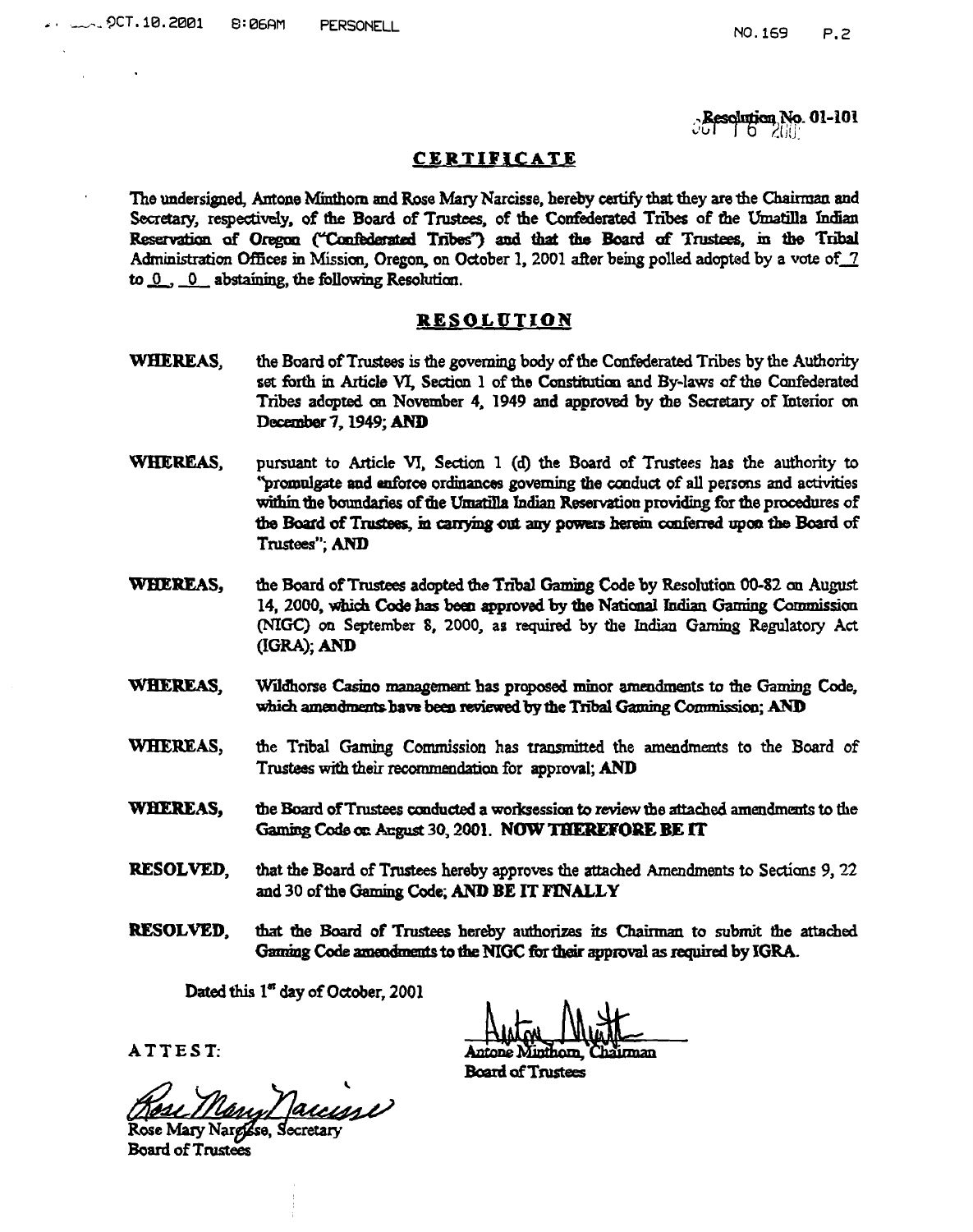Resolution No. 01-101

OCT 16 2001

## CERTIFICATE

The undersigned, Antone Minthorn and Rose Mary Narcisse, hereby certify that they are the Chairman and Secretary, respectively, of the Board of Trustees, of the Confederated Tribes of the Umatilla Indian Reservation of Oregon ("Confederated Tribes") and that the Board of Trustees, in the Tribal Administration Offices in Mission, Oregon, on October 1, 2001 after being polled adopted by a vote of 7 to 0, 0 abstaining, the following Resolution.

## RESOLUTION

**WHEREAS,** the Board of Trustees is the governing body of the Confederated Tribes by the Authority set forth in Article VI, Section 1 of the Constitution and By-laws of the Confederated Tribes adopted on November 4, 1949 and approved by the Secretary of Interior on December 7, 1949; **AND**

**WHEREAS,** pursuant to Article VI, Section 1 (d) the Board of Trustees has the authority to "promulgate and enforce ordinances governing the conduct of all persons and activities within the boundaries of the Umatilla Indian Reservation providing for the procedures of the Board of Trustees, in carrying out any powers herein conferred upon the Board of Trustees"; **AND**

**WHEREAS,** the Board of Trustees adopted the Tribal Gaming Code by Resolution 00-82 on August 14, 2000, which Code has been approved by the National Indian Gaming Commission (NIGC) on September 8, 2000, as required by the Indian Gaming Regulatory Act (IGRA); **AND**

**WHEREAS,** Wildhorse Casino management has proposed minor amendments to the Gaming Code, which amendments have been reviewed by the Tribal Gaming Commission; **AND**

**WHEREAS,** the Tribal Gaming Commission has transmitted the amendments to the Board of Trustees with their recommendation for approval; **AND**

**WHEREAS,** the Board of Trustees conducted a worksession to review the attached amendments to the Gaming Code on August 30, 2001. **NOW THEREFORE BE IT**

**RESOLVED,** that the Board of Trustees hereby approves the attached Amendments to Sections 9, 22 and 30 of the Gaming Code; **AND BE IT FINALLY**

**RESOLVED,** that the Board of Trustees hereby authorizes its Chairman to submit the attached Gaming Code amendments to the NIGC for their approval as required by IGRA.

Dated this 1st day of October, 2001

Antone Minthorn, Chairman
Board of Trustees

ATTEST:

Rose Mary Narcisse, Secretary
Board of Trustees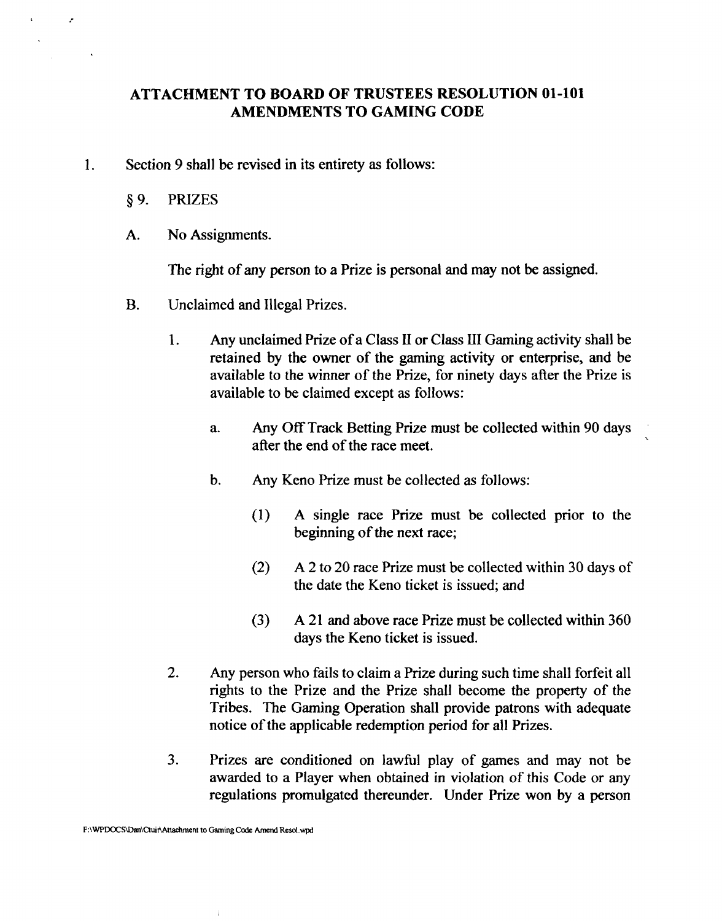## ATTACHMENT TO BOARD OF TRUSTEES RESOLUTION 01-101 AMENDMENTS TO GAMING CODE

1. Section 9 shall be revised in its entirety as follows:

   § 9. PRIZES

   A. No Assignments.

   The right of any person to a Prize is personal and may not be assigned.

   B. Unclaimed and Illegal Prizes.

   1. Any unclaimed Prize of a Class II or Class III Gaming activity shall be retained by the owner of the gaming activity or enterprise, and be available to the winner of the Prize, for ninety days after the Prize is available to be claimed except as follows:

      a. Any Off Track Betting Prize must be collected within 90 days after the end of the race meet.

      b. Any Keno Prize must be collected as follows:

         (1) A single race Prize must be collected prior to the beginning of the next race;

         (2) A 2 to 20 race Prize must be collected within 30 days of the date the Keno ticket is issued; and

         (3) A 21 and above race Prize must be collected within 360 days the Keno ticket is issued.

   2. Any person who fails to claim a Prize during such time shall forfeit all rights to the Prize and the Prize shall become the property of the Tribes. The Gaming Operation shall provide patrons with adequate notice of the applicable redemption period for all Prizes.

   3. Prizes are conditioned on lawful play of games and may not be awarded to a Player when obtained in violation of this Code or any regulations promulgated thereunder. Under Prize won by a person

F:\WPDOCS\Dan\Ctuir\Attachment to Gaming Code Amend Resol.wpd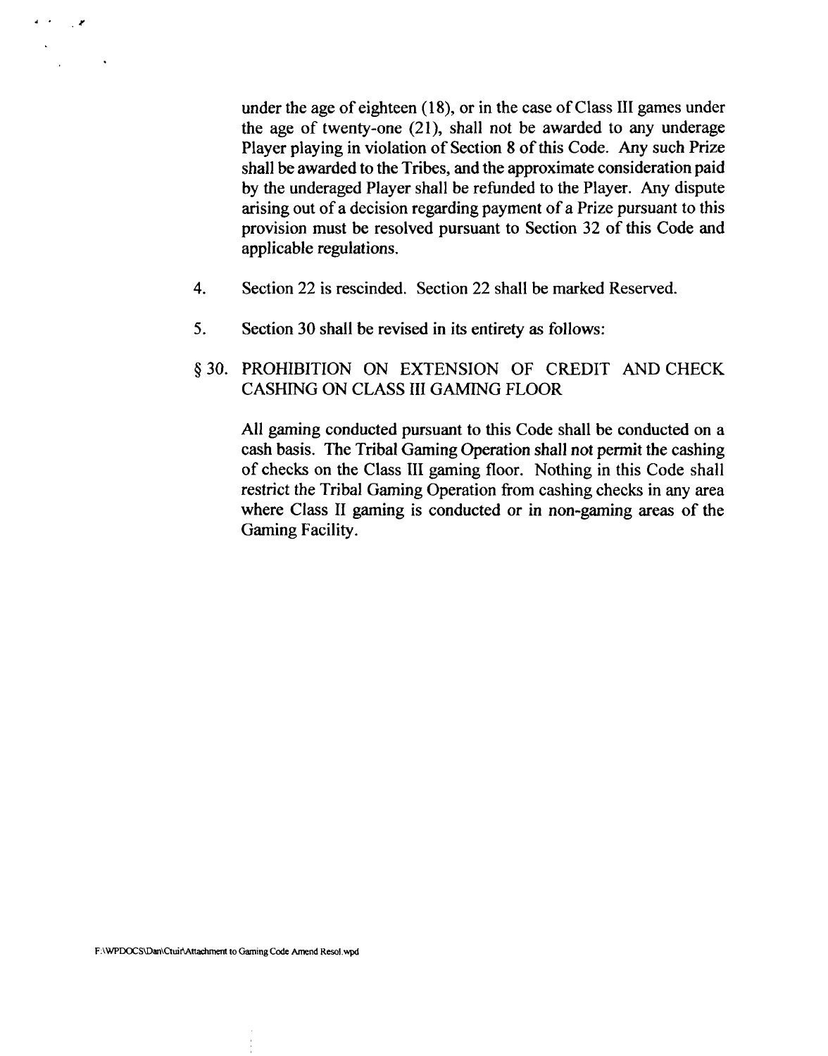under the age of eighteen (18), or in the case of Class III games under the age of twenty-one (21), shall not be awarded to any underage Player playing in violation of Section 8 of this Code. Any such Prize shall be awarded to the Tribes, and the approximate consideration paid by the underaged Player shall be refunded to the Player. Any dispute arising out of a decision regarding payment of a Prize pursuant to this provision must be resolved pursuant to Section 32 of this Code and applicable regulations.

4. Section 22 is rescinded. Section 22 shall be marked Reserved.

5. Section 30 shall be revised in its entirety as follows:

§ 30. PROHIBITION ON EXTENSION OF CREDIT AND CHECK CASHING ON CLASS III GAMING FLOOR

All gaming conducted pursuant to this Code shall be conducted on a cash basis. The Tribal Gaming Operation shall not permit the cashing of checks on the Class III gaming floor. Nothing in this Code shall restrict the Tribal Gaming Operation from cashing checks in any area where Class II gaming is conducted or in non-gaming areas of the Gaming Facility.

F:\WPDOCS\Dan\Ctuir\Attachment to Gaming Code Amend Resol.wpd